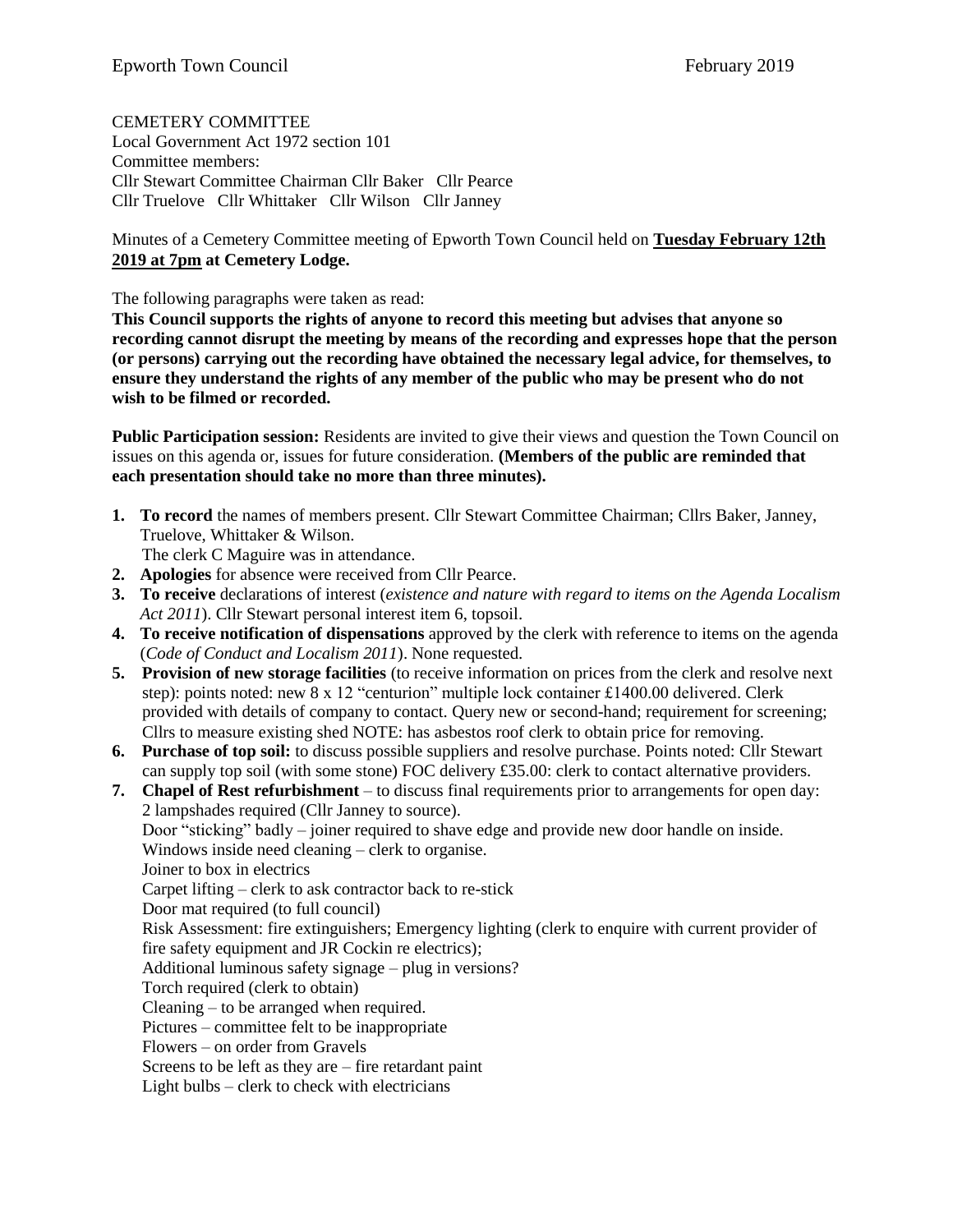CEMETERY COMMITTEE
Local Government Act 1972 section 101
Committee members:
Cllr Stewart Committee Chairman Cllr Baker Cllr Pearce
Cllr Truelove Cllr Whittaker Cllr Wilson Cllr Janney

Minutes of a Cemetery Committee meeting of Epworth Town Council held on **Tuesday February 12th 2019 at 7pm at Cemetery Lodge.**

The following paragraphs were taken as read:

**This Council supports the rights of anyone to record this meeting but advises that anyone so recording cannot disrupt the meeting by means of the recording and expresses hope that the person (or persons) carrying out the recording have obtained the necessary legal advice, for themselves, to ensure they understand the rights of any member of the public who may be present who do not wish to be filmed or recorded.**

**Public Participation session:** Residents are invited to give their views and question the Town Council on issues on this agenda or, issues for future consideration. **(Members of the public are reminded that each presentation should take no more than three minutes).**

1. **To record** the names of members present. Cllr Stewart Committee Chairman; Cllrs Baker, Janney, Truelove, Whittaker & Wilson.
   The clerk C Maguire was in attendance.
2. **Apologies** for absence were received from Cllr Pearce.
3. **To receive** declarations of interest (*existence and nature with regard to items on the Agenda Localism Act 2011*). Cllr Stewart personal interest item 6, topsoil.
4. **To receive notification of dispensations** approved by the clerk with reference to items on the agenda (*Code of Conduct and Localism 2011*). None requested.
5. **Provision of new storage facilities** (to receive information on prices from the clerk and resolve next step): points noted: new 8 x 12 "centurion" multiple lock container £1400.00 delivered. Clerk provided with details of company to contact. Query new or second-hand; requirement for screening; Cllrs to measure existing shed NOTE: has asbestos roof clerk to obtain price for removing.
6. **Purchase of top soil:** to discuss possible suppliers and resolve purchase. Points noted: Cllr Stewart can supply top soil (with some stone) FOC delivery £35.00: clerk to contact alternative providers.
7. **Chapel of Rest refurbishment** – to discuss final requirements prior to arrangements for open day:
   2 lampshades required (Cllr Janney to source).
   Door "sticking" badly – joiner required to shave edge and provide new door handle on inside.
   Windows inside need cleaning – clerk to organise.
   Joiner to box in electrics
   Carpet lifting – clerk to ask contractor back to re-stick
   Door mat required (to full council)
   Risk Assessment: fire extinguishers; Emergency lighting (clerk to enquire with current provider of fire safety equipment and JR Cockin re electrics);
   Additional luminous safety signage – plug in versions?
   Torch required (clerk to obtain)
   Cleaning – to be arranged when required.
   Pictures – committee felt to be inappropriate
   Flowers – on order from Gravels
   Screens to be left as they are – fire retardant paint
   Light bulbs – clerk to check with electricians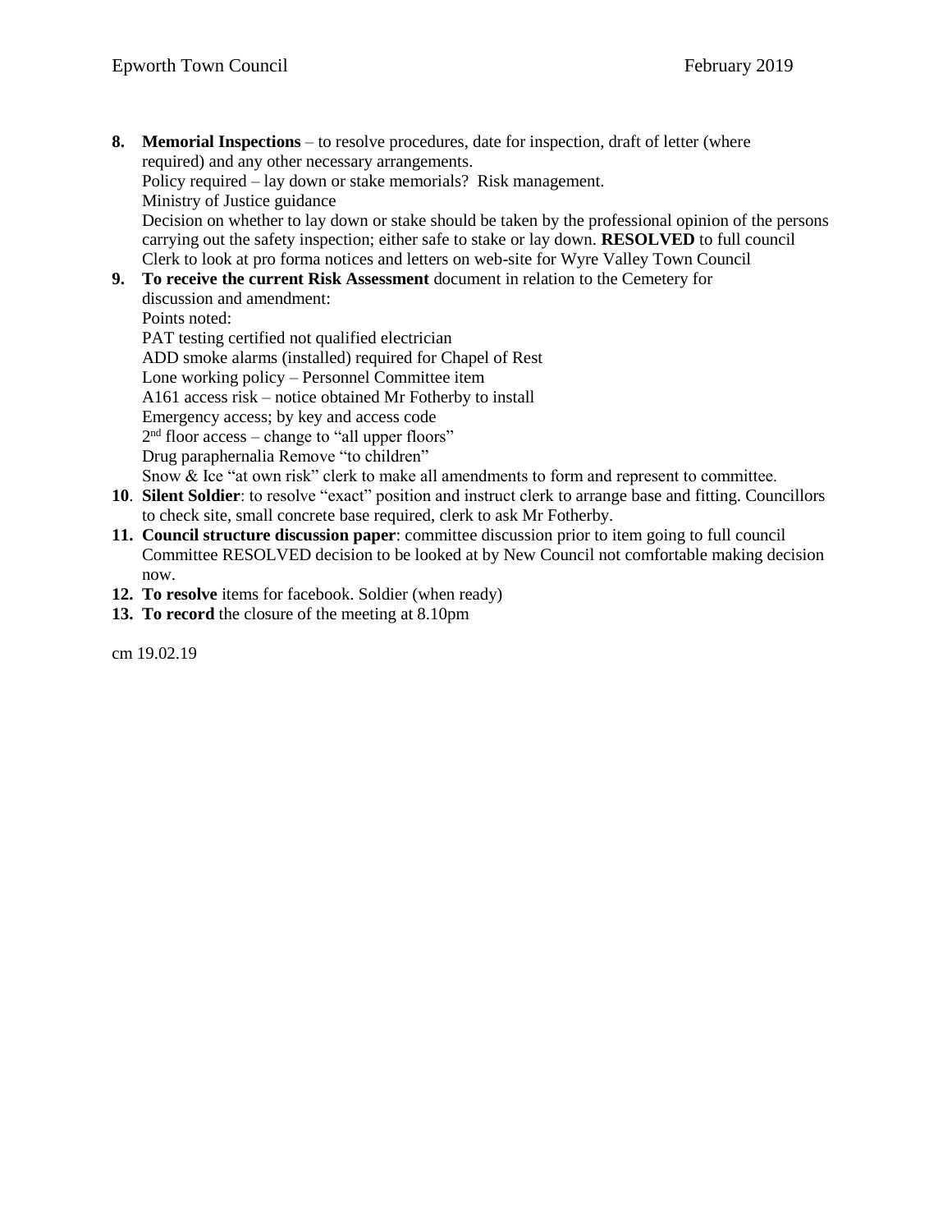8. **Memorial Inspections** – to resolve procedures, date for inspection, draft of letter (where required) and any other necessary arrangements.
   Policy required – lay down or stake memorials? Risk management.
   Ministry of Justice guidance
   Decision on whether to lay down or stake should be taken by the professional opinion of the persons carrying out the safety inspection; either safe to stake or lay down. **RESOLVED** to full council
   Clerk to look at pro forma notices and letters on web-site for Wyre Valley Town Council
9. **To receive the current Risk Assessment** document in relation to the Cemetery for discussion and amendment:
   Points noted:
   PAT testing certified not qualified electrician
   ADD smoke alarms (installed) required for Chapel of Rest
   Lone working policy – Personnel Committee item
   A161 access risk – notice obtained Mr Fotherby to install
   Emergency access; by key and access code
   2nd floor access – change to "all upper floors"
   Drug paraphernalia Remove "to children"
   Snow & Ice "at own risk" clerk to make all amendments to form and represent to committee.
10. **Silent Soldier**: to resolve "exact" position and instruct clerk to arrange base and fitting. Councillors to check site, small concrete base required, clerk to ask Mr Fotherby.
11. **Council structure discussion paper**: committee discussion prior to item going to full council
    Committee RESOLVED decision to be looked at by New Council not comfortable making decision now.
12. **To resolve** items for facebook. Soldier (when ready)
13. **To record** the closure of the meeting at 8.10pm

cm 19.02.19